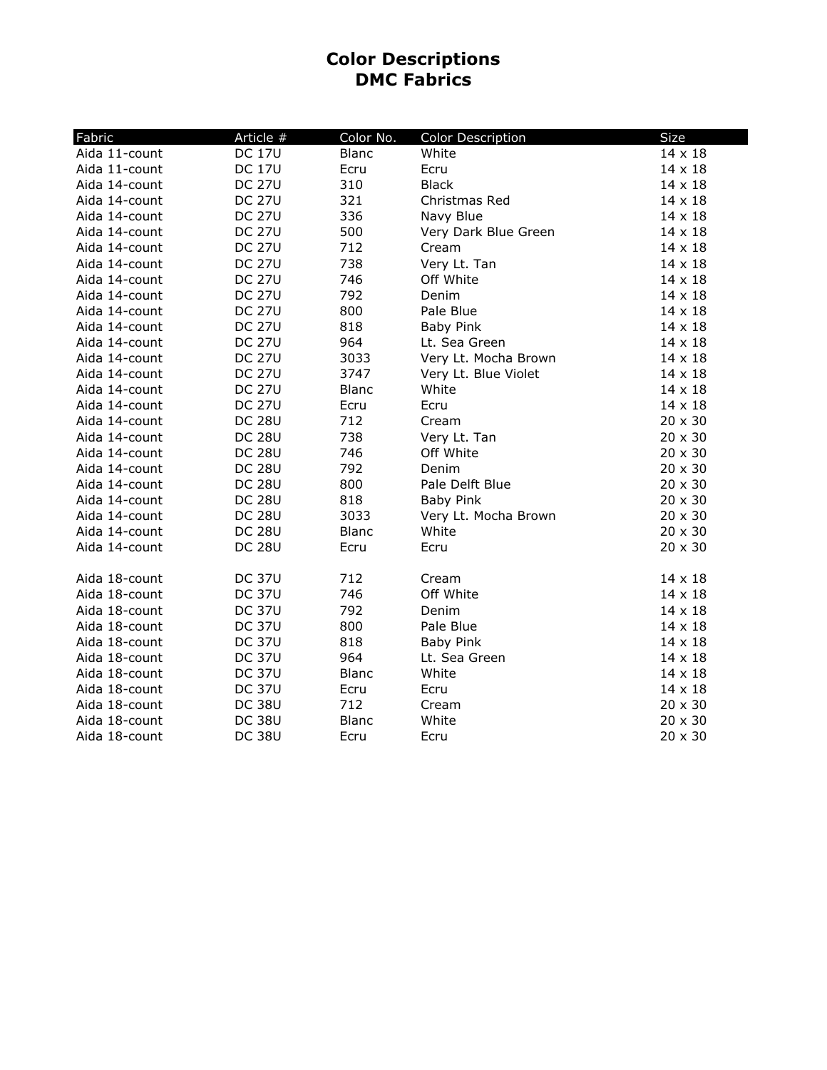# Color Descriptions
# DMC Fabrics

| Fabric | Article # | Color No. | Color Description | Size |
|---|---|---|---|---|
| Aida 11-count | DC 17U | Blanc | White | 14 x 18 |
| Aida 11-count | DC 17U | Ecru | Ecru | 14 x 18 |
| Aida 14-count | DC 27U | 310 | Black | 14 x 18 |
| Aida 14-count | DC 27U | 321 | Christmas Red | 14 x 18 |
| Aida 14-count | DC 27U | 336 | Navy Blue | 14 x 18 |
| Aida 14-count | DC 27U | 500 | Very Dark Blue Green | 14 x 18 |
| Aida 14-count | DC 27U | 712 | Cream | 14 x 18 |
| Aida 14-count | DC 27U | 738 | Very Lt. Tan | 14 x 18 |
| Aida 14-count | DC 27U | 746 | Off White | 14 x 18 |
| Aida 14-count | DC 27U | 792 | Denim | 14 x 18 |
| Aida 14-count | DC 27U | 800 | Pale Blue | 14 x 18 |
| Aida 14-count | DC 27U | 818 | Baby Pink | 14 x 18 |
| Aida 14-count | DC 27U | 964 | Lt. Sea Green | 14 x 18 |
| Aida 14-count | DC 27U | 3033 | Very Lt. Mocha Brown | 14 x 18 |
| Aida 14-count | DC 27U | 3747 | Very Lt. Blue Violet | 14 x 18 |
| Aida 14-count | DC 27U | Blanc | White | 14 x 18 |
| Aida 14-count | DC 27U | Ecru | Ecru | 14 x 18 |
| Aida 14-count | DC 28U | 712 | Cream | 20 x 30 |
| Aida 14-count | DC 28U | 738 | Very Lt. Tan | 20 x 30 |
| Aida 14-count | DC 28U | 746 | Off White | 20 x 30 |
| Aida 14-count | DC 28U | 792 | Denim | 20 x 30 |
| Aida 14-count | DC 28U | 800 | Pale Delft Blue | 20 x 30 |
| Aida 14-count | DC 28U | 818 | Baby Pink | 20 x 30 |
| Aida 14-count | DC 28U | 3033 | Very Lt. Mocha Brown | 20 x 30 |
| Aida 14-count | DC 28U | Blanc | White | 20 x 30 |
| Aida 14-count | DC 28U | Ecru | Ecru | 20 x 30 |
| | | | | |
| Aida 18-count | DC 37U | 712 | Cream | 14 x 18 |
| Aida 18-count | DC 37U | 746 | Off White | 14 x 18 |
| Aida 18-count | DC 37U | 792 | Denim | 14 x 18 |
| Aida 18-count | DC 37U | 800 | Pale Blue | 14 x 18 |
| Aida 18-count | DC 37U | 818 | Baby Pink | 14 x 18 |
| Aida 18-count | DC 37U | 964 | Lt. Sea Green | 14 x 18 |
| Aida 18-count | DC 37U | Blanc | White | 14 x 18 |
| Aida 18-count | DC 37U | Ecru | Ecru | 14 x 18 |
| Aida 18-count | DC 38U | 712 | Cream | 20 x 30 |
| Aida 18-count | DC 38U | Blanc | White | 20 x 30 |
| Aida 18-count | DC 38U | Ecru | Ecru | 20 x 30 |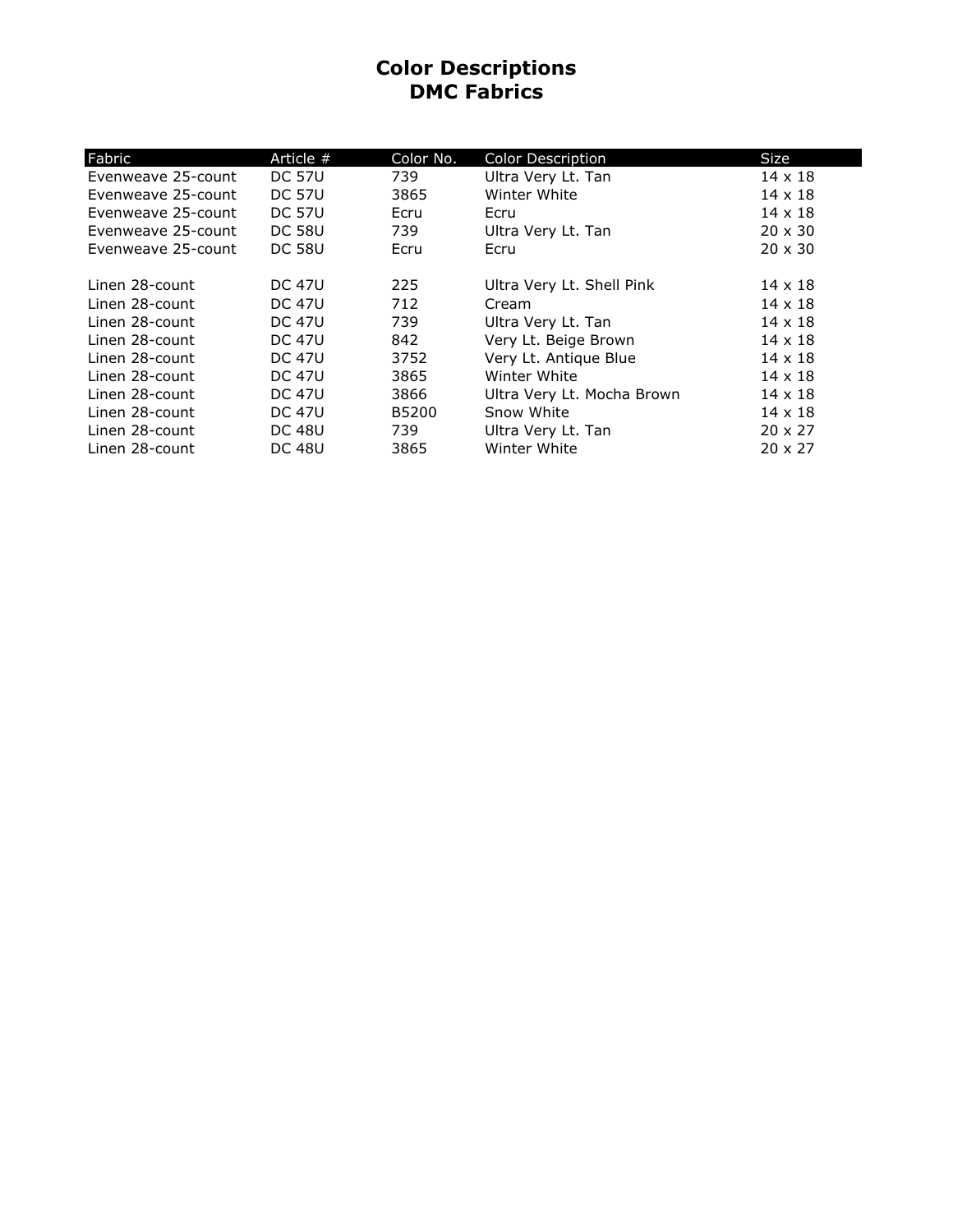# Color Descriptions
# DMC Fabrics

| Fabric | Article # | Color No. | Color Description | Size |
|---|---|---|---|---|
| Evenweave 25-count | DC 57U | 739 | Ultra Very Lt. Tan | 14 x 18 |
| Evenweave 25-count | DC 57U | 3865 | Winter White | 14 x 18 |
| Evenweave 25-count | DC 57U | Ecru | Ecru | 14 x 18 |
| Evenweave 25-count | DC 58U | 739 | Ultra Very Lt. Tan | 20 x 30 |
| Evenweave 25-count | DC 58U | Ecru | Ecru | 20 x 30 |
| | | | | |
| Linen 28-count | DC 47U | 225 | Ultra Very Lt. Shell Pink | 14 x 18 |
| Linen 28-count | DC 47U | 712 | Cream | 14 x 18 |
| Linen 28-count | DC 47U | 739 | Ultra Very Lt. Tan | 14 x 18 |
| Linen 28-count | DC 47U | 842 | Very Lt. Beige Brown | 14 x 18 |
| Linen 28-count | DC 47U | 3752 | Very Lt. Antique Blue | 14 x 18 |
| Linen 28-count | DC 47U | 3865 | Winter White | 14 x 18 |
| Linen 28-count | DC 47U | 3866 | Ultra Very Lt. Mocha Brown | 14 x 18 |
| Linen 28-count | DC 47U | B5200 | Snow White | 14 x 18 |
| Linen 28-count | DC 48U | 739 | Ultra Very Lt. Tan | 20 x 27 |
| Linen 28-count | DC 48U | 3865 | Winter White | 20 x 27 |